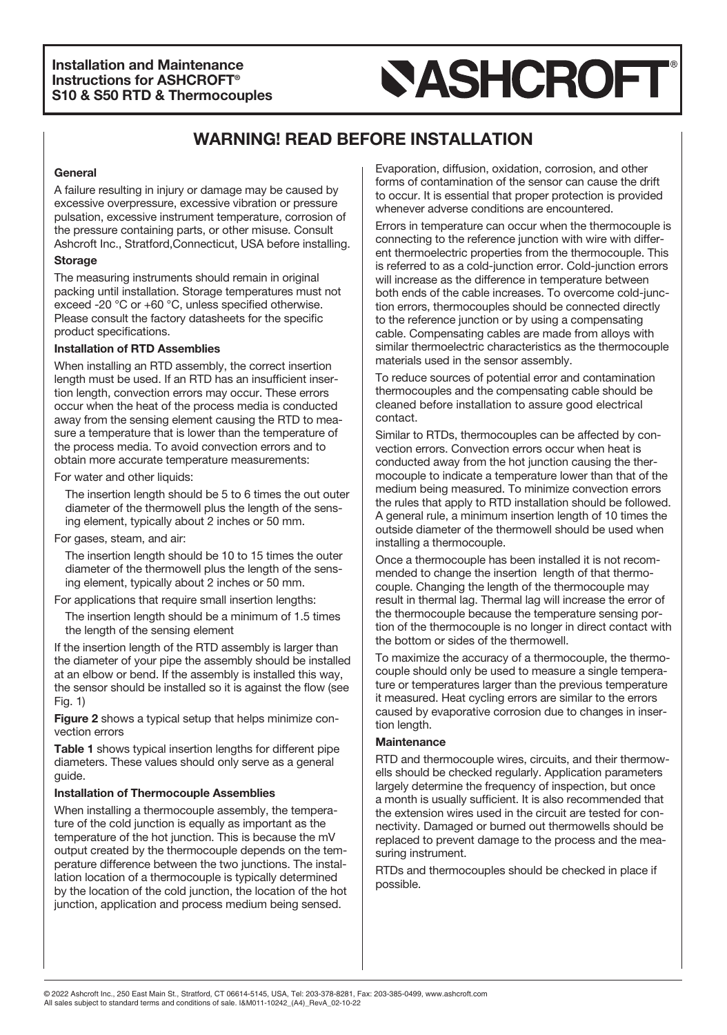# Installation and Maintenance Instructions for ASHCROFT® S10 & S50 RTD & Thermocouples

**ASHCROFT®**

## WARNING! READ BEFORE INSTALLATION

### General

A failure resulting in injury or damage may be caused by excessive overpressure, excessive vibration or pressure pulsation, excessive instrument temperature, corrosion of the pressure containing parts, or other misuse. Consult Ashcroft Inc., Stratford,Connecticut, USA before installing.

### Storage

The measuring instruments should remain in original packing until installation. Storage temperatures must not exceed -20 °C or +60 °C, unless specified otherwise. Please consult the factory datasheets for the specific product specifications.

### Installation of RTD Assemblies

When installing an RTD assembly, the correct insertion length must be used. If an RTD has an insufficient insertion length, convection errors may occur. These errors occur when the heat of the process media is conducted away from the sensing element causing the RTD to measure a temperature that is lower than the temperature of the process media. To avoid convection errors and to obtain more accurate temperature measurements:

For water and other liquids:

The insertion length should be 5 to 6 times the out outer diameter of the thermowell plus the length of the sensing element, typically about 2 inches or 50 mm.

For gases, steam, and air:

The insertion length should be 10 to 15 times the outer diameter of the thermowell plus the length of the sensing element, typically about 2 inches or 50 mm.

For applications that require small insertion lengths:

The insertion length should be a minimum of 1.5 times the length of the sensing element

If the insertion length of the RTD assembly is larger than the diameter of your pipe the assembly should be installed at an elbow or bend. If the assembly is installed this way, the sensor should be installed so it is against the flow (see Fig. 1)

**Figure 2** shows a typical setup that helps minimize convection errors

**Table 1** shows typical insertion lengths for different pipe diameters. These values should only serve as a general guide.

### Installation of Thermocouple Assemblies

When installing a thermocouple assembly, the temperature of the cold junction is equally as important as the temperature of the hot junction. This is because the mV output created by the thermocouple depends on the temperature difference between the two junctions. The installation location of a thermocouple is typically determined by the location of the cold junction, the location of the hot junction, application and process medium being sensed.

Evaporation, diffusion, oxidation, corrosion, and other forms of contamination of the sensor can cause the drift to occur. It is essential that proper protection is provided whenever adverse conditions are encountered.

Errors in temperature can occur when the thermocouple is connecting to the reference junction with wire with different thermoelectric properties from the thermocouple. This is referred to as a cold-junction error. Cold-junction errors will increase as the difference in temperature between both ends of the cable increases. To overcome cold-junction errors, thermocouples should be connected directly to the reference junction or by using a compensating cable. Compensating cables are made from alloys with similar thermoelectric characteristics as the thermocouple materials used in the sensor assembly.

To reduce sources of potential error and contamination thermocouples and the compensating cable should be cleaned before installation to assure good electrical contact.

Similar to RTDs, thermocouples can be affected by convection errors. Convection errors occur when heat is conducted away from the hot junction causing the thermocouple to indicate a temperature lower than that of the medium being measured. To minimize convection errors the rules that apply to RTD installation should be followed. A general rule, a minimum insertion length of 10 times the outside diameter of the thermowell should be used when installing a thermocouple.

Once a thermocouple has been installed it is not recommended to change the insertion length of that thermocouple. Changing the length of the thermocouple may result in thermal lag. Thermal lag will increase the error of the thermocouple because the temperature sensing portion of the thermocouple is no longer in direct contact with the bottom or sides of the thermowell.

To maximize the accuracy of a thermocouple, the thermocouple should only be used to measure a single temperature or temperatures larger than the previous temperature it measured. Heat cycling errors are similar to the errors caused by evaporative corrosion due to changes in insertion length.

### Maintenance

RTD and thermocouple wires, circuits, and their thermowells should be checked regularly. Application parameters largely determine the frequency of inspection, but once a month is usually sufficient. It is also recommended that the extension wires used in the circuit are tested for connectivity. Damaged or burned out thermowells should be replaced to prevent damage to the process and the measuring instrument.

RTDs and thermocouples should be checked in place if possible.

© 2022 Ashcroft Inc., 250 East Main St., Stratford, CT 06614-5145, USA, Tel: 203-378-8281, Fax: 203-385-0499, www.ashcroft.com
All sales subject to standard terms and conditions of sale. I&M011-10242_(A4)_RevA_02-10-22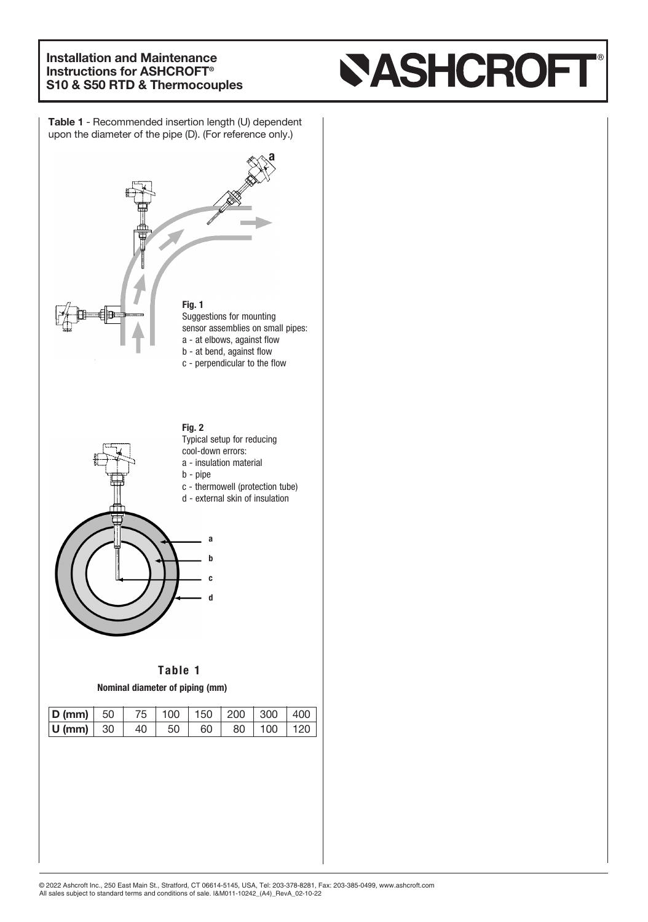**Table 1** - Recommended insertion length (U) dependent upon the diameter of the pipe (D). (For reference only.)

a

**Fig. 1**
Suggestions for mounting sensor assemblies on small pipes:
a - at elbows, against flow
b - at bend, against flow
c - perpendicular to the flow

**Fig. 2**
Typical setup for reducing cool-down errors:
a - insulation material
b - pipe
c - thermowell (protection tube)
d - external skin of insulation

a
b
c
d

**Table 1**

**Nominal diameter of piping (mm)**

| | | | | | | | |
|---|---|---|---|---|---|---|---|
| **D (mm)** | 50 | 75 | 100 | 150 | 200 | 300 | 400 |
| **U (mm)** | 30 | 40 | 50 | 60 | 80 | 100 | 120 |

© 2022 Ashcroft Inc., 250 East Main St., Stratford, CT 06614-5145, USA, Tel: 203-378-8281, Fax: 203-385-0499, www.ashcroft.com
All sales subject to standard terms and conditions of sale. I&M011-10242_(A4)_RevA_02-10-22